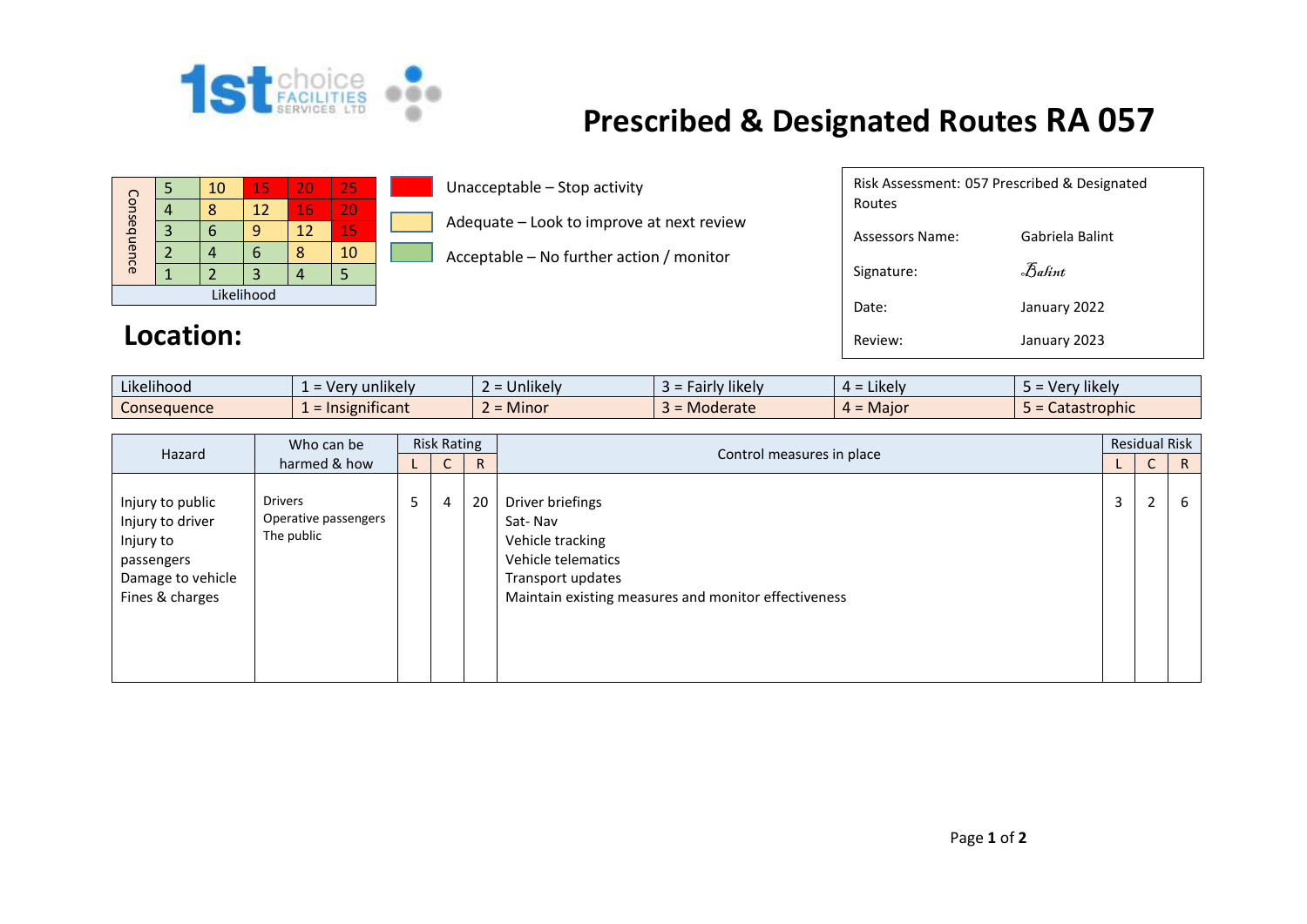# Prescribed & Designated Routes RA 057

| Consequence | | | | | |
|---|---|---|---|---|---|
| | 5 | 10 | 15 | 20 | 25 |
| | 4 | 8 | 12 | 16 | 20 |
| | 3 | 6 | 9 | 12 | 15 |
| | 2 | 4 | 6 | 8 | 10 |
| | 1 | 2 | 3 | 4 | 5 |
| Likelihood | | | | | |

- Unacceptable – Stop activity
- Adequate – Look to improve at next review
- Acceptable – No further action / monitor

| | |
|---|---|
| Risk Assessment: 057 Prescribed & Designated Routes | |
| Assessors Name: | Gabriela Balint |
| Signature: | *Balint* |
| Date: | January 2022 |
| Review: | January 2023 |

## Location:

| Likelihood | 1 = Very unlikely | 2 = Unlikely | 3 = Fairly likely | 4 = Likely | 5 = Very likely |
|---|---|---|---|---|---|
| Consequence | 1 = Insignificant | 2 = Minor | 3 = Moderate | 4 = Major | 5 = Catastrophic |

| Hazard | Who can be harmed & how | Risk Rating | | | Control measures in place | Residual Risk | | |
|---|---|---|---|---|---|---|---|---|
| | | L | C | R | | L | C | R |
| Injury to public<br>Injury to driver<br>Injury to passengers<br>Damage to vehicle<br>Fines & charges | Drivers<br>Operative passengers<br>The public | 5 | 4 | 20 | Driver briefings<br>Sat- Nav<br>Vehicle tracking<br>Vehicle telematics<br>Transport updates<br>Maintain existing measures and monitor effectiveness | 3 | 2 | 6 |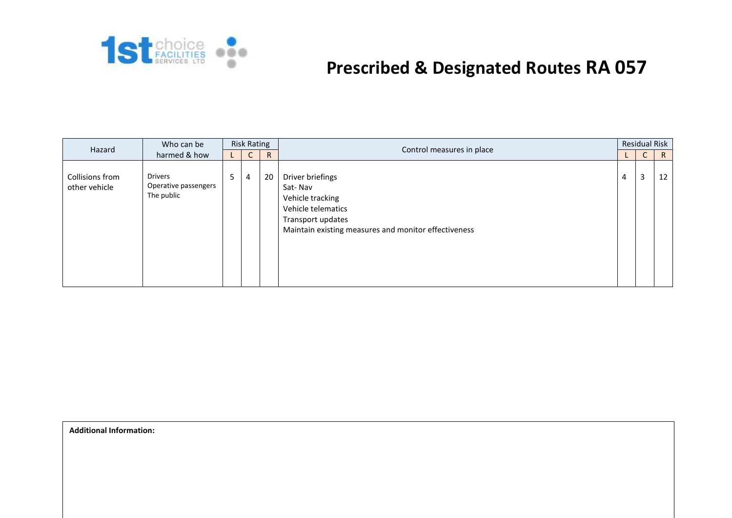# Prescribed & Designated Routes RA 057

| Hazard | Who can be harmed & how | Risk Rating | | | Control measures in place | Residual Risk | | |
|---|---|---|---|---|---|---|---|---|
| | | L | C | R | | L | C | R |
| Collisions from other vehicle | Drivers<br>Operative passengers<br>The public | 5 | 4 | 20 | Driver briefings<br>Sat- Nav<br>Vehicle tracking<br>Vehicle telematics<br>Transport updates<br>Maintain existing measures and monitor effectiveness | 4 | 3 | 12 |

**Additional Information:**